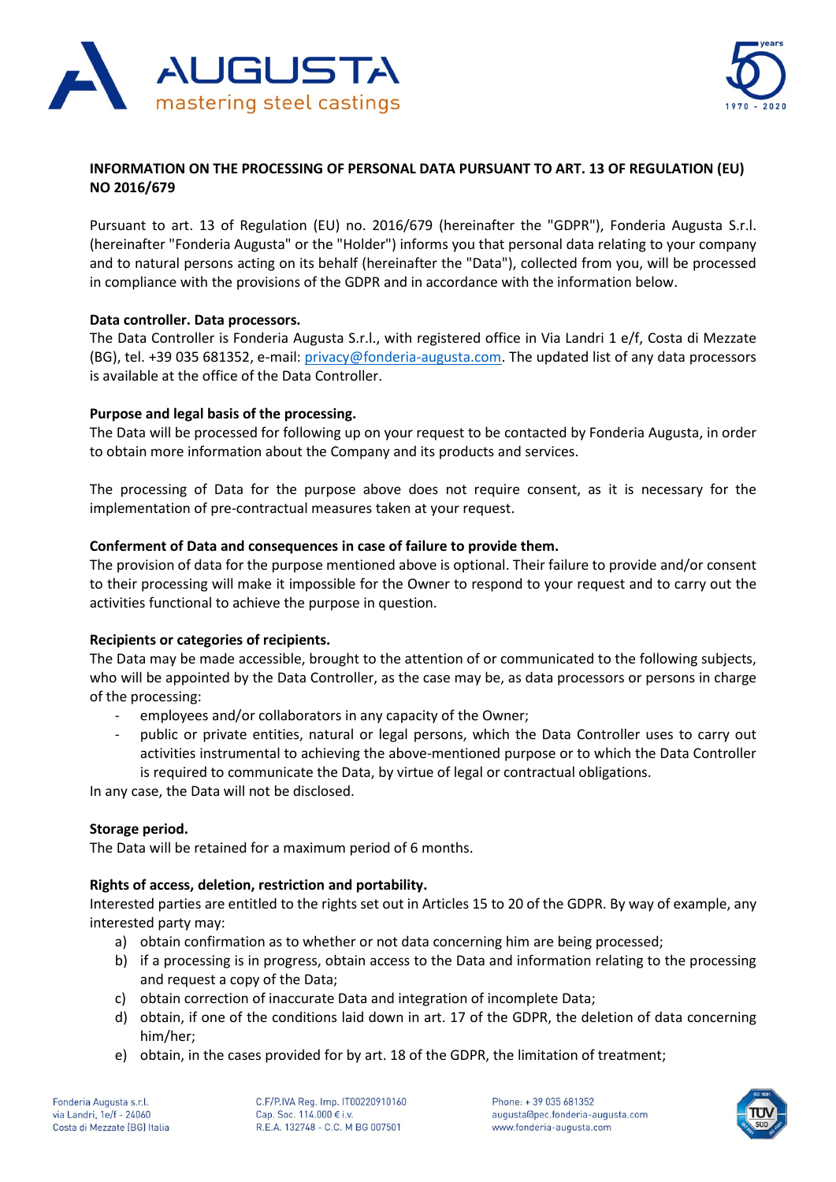# INFORMATION ON THE PROCESSING OF PERSONAL DATA PURSUANT TO ART. 13 OF REGULATION (EU) NO 2016/679

Pursuant to art. 13 of Regulation (EU) no. 2016/679 (hereinafter the "GDPR"), Fonderia Augusta S.r.l. (hereinafter "Fonderia Augusta" or the "Holder") informs you that personal data relating to your company and to natural persons acting on its behalf (hereinafter the "Data"), collected from you, will be processed in compliance with the provisions of the GDPR and in accordance with the information below.

**Data controller. Data processors.**

The Data Controller is Fonderia Augusta S.r.l., with registered office in Via Landri 1 e/f, Costa di Mezzate (BG), tel. +39 035 681352, e-mail: privacy@fonderia-augusta.com. The updated list of any data processors is available at the office of the Data Controller.

**Purpose and legal basis of the processing.**

The Data will be processed for following up on your request to be contacted by Fonderia Augusta, in order to obtain more information about the Company and its products and services.

The processing of Data for the purpose above does not require consent, as it is necessary for the implementation of pre-contractual measures taken at your request.

**Conferment of Data and consequences in case of failure to provide them.**

The provision of data for the purpose mentioned above is optional. Their failure to provide and/or consent to their processing will make it impossible for the Owner to respond to your request and to carry out the activities functional to achieve the purpose in question.

**Recipients or categories of recipients.**

The Data may be made accessible, brought to the attention of or communicated to the following subjects, who will be appointed by the Data Controller, as the case may be, as data processors or persons in charge of the processing:

- employees and/or collaborators in any capacity of the Owner;
- public or private entities, natural or legal persons, which the Data Controller uses to carry out activities instrumental to achieving the above-mentioned purpose or to which the Data Controller is required to communicate the Data, by virtue of legal or contractual obligations.

In any case, the Data will not be disclosed.

**Storage period.**

The Data will be retained for a maximum period of 6 months.

**Rights of access, deletion, restriction and portability.**

Interested parties are entitled to the rights set out in Articles 15 to 20 of the GDPR. By way of example, any interested party may:

a) obtain confirmation as to whether or not data concerning him are being processed;
b) if a processing is in progress, obtain access to the Data and information relating to the processing and request a copy of the Data;
c) obtain correction of inaccurate Data and integration of incomplete Data;
d) obtain, if one of the conditions laid down in art. 17 of the GDPR, the deletion of data concerning him/her;
e) obtain, in the cases provided for by art. 18 of the GDPR, the limitation of treatment;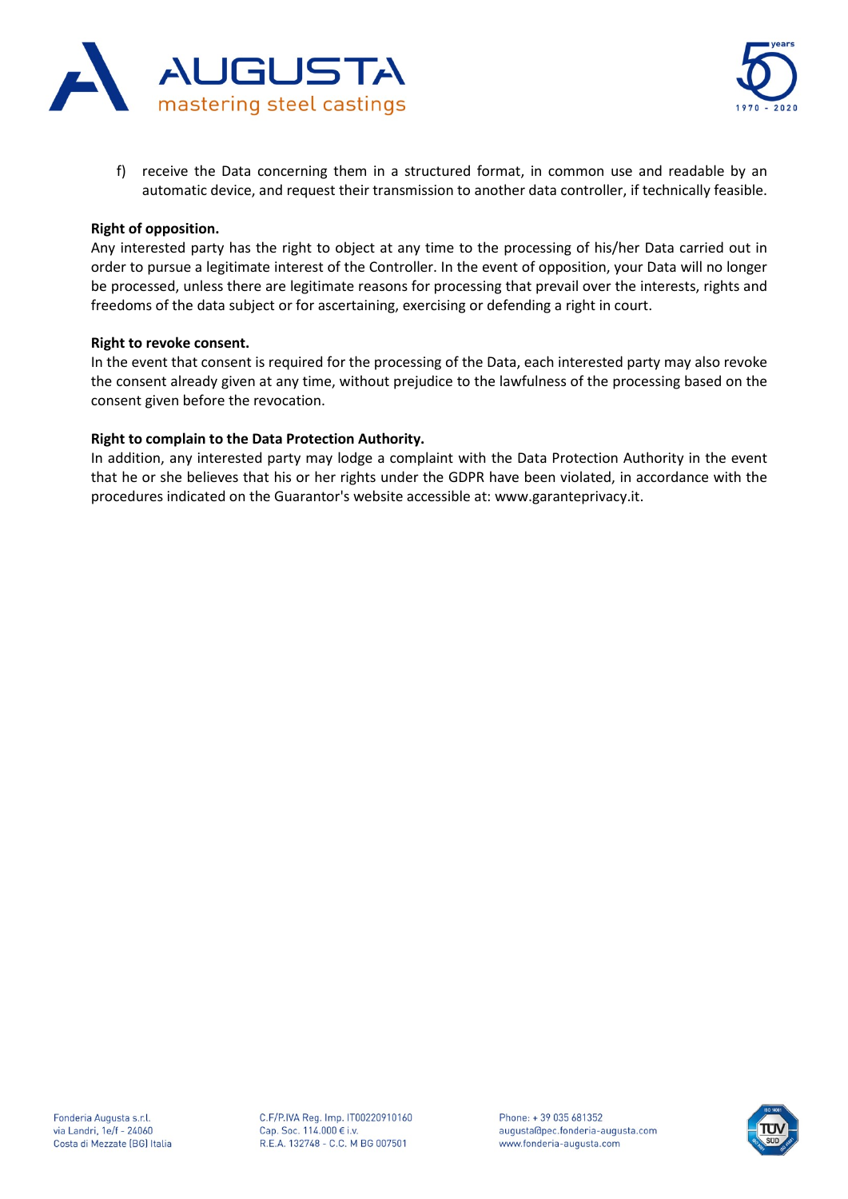f) receive the Data concerning them in a structured format, in common use and readable by an automatic device, and request their transmission to another data controller, if technically feasible.

**Right of opposition.**
Any interested party has the right to object at any time to the processing of his/her Data carried out in order to pursue a legitimate interest of the Controller. In the event of opposition, your Data will no longer be processed, unless there are legitimate reasons for processing that prevail over the interests, rights and freedoms of the data subject or for ascertaining, exercising or defending a right in court.

**Right to revoke consent.**
In the event that consent is required for the processing of the Data, each interested party may also revoke the consent already given at any time, without prejudice to the lawfulness of the processing based on the consent given before the revocation.

**Right to complain to the Data Protection Authority.**
In addition, any interested party may lodge a complaint with the Data Protection Authority in the event that he or she believes that his or her rights under the GDPR have been violated, in accordance with the procedures indicated on the Guarantor's website accessible at: www.garanteprivacy.it.